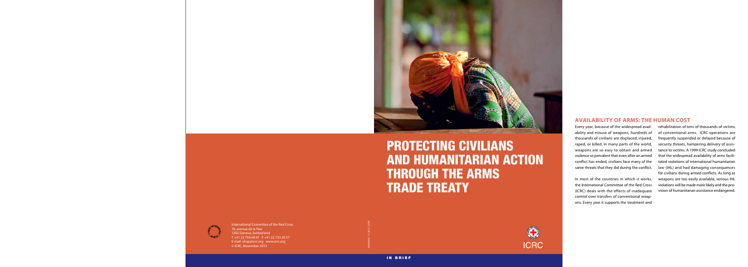# PROTECTING CIVILIANS AND HUMANITARIAN ACTION THROUGH THE ARMS TRADE TREATY

## AVAILABILITY OF ARMS: THE HUMAN COST

Every year, because of the widespread availability and misuse of weapons, hundreds of thousands of civilians are displaced, injured, raped, or killed. In many parts of the world, weapons are so easy to obtain and armed violence so prevalent that even after an armed conflict has ended, civilians face many of the same threats that they did during the conflict.

In most of the countries in which it works, the International Committee of the Red Cross (ICRC) deals with the effects of inadequate control over transfers of conventional weapons. Every year it supports the treatment and rehabilitation of tens of thousands of victims of conventional arms. ICRC operations are frequently suspended or delayed because of security threats, hampering delivery of assistance to victims. A 1999 ICRC study concluded that the widespread availability of arms facilitated violations of international humanitarian law (IHL) and had damaging consequences for civilians during armed conflicts. As long as weapons are too easily available, serious IHL violations will be made more likely and the provision of humanitarian assistance endangered.

International Committee of the Red Cross
19, avenue de la Paix
1202 Geneva, Switzerland
T +41 22 734 60 01 F +41 22 733 20 57
E-mail: shop@icrc.org www.icrc.org
© ICRC, November 2013

IN BRIEF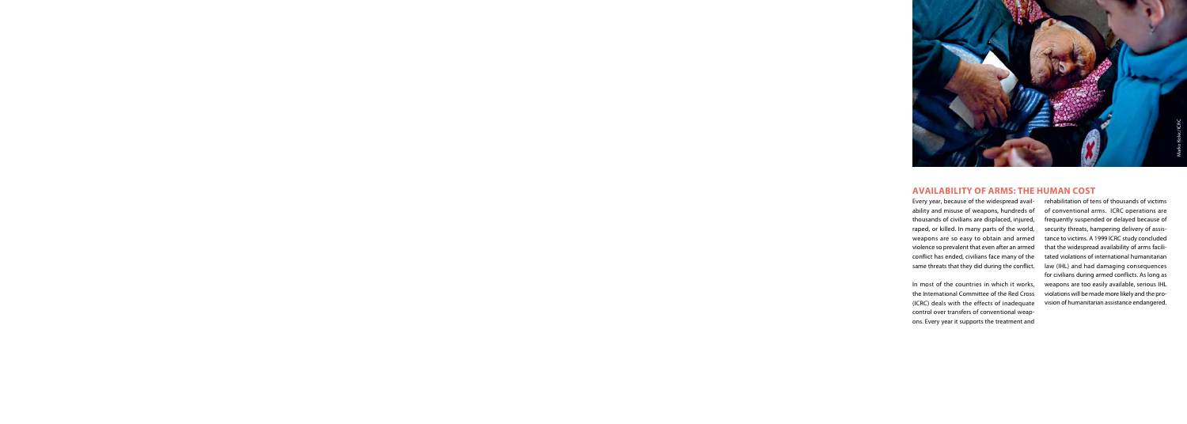## AVAILABILITY OF ARMS: THE HUMAN COST

Every year, because of the widespread availability and misuse of weapons, hundreds of thousands of civilians are displaced, injured, raped, or killed. In many parts of the world, weapons are so easy to obtain and armed violence so prevalent that even after an armed conflict has ended, civilians face many of the same threats that they did during the conflict.

In most of the countries in which it works, the International Committee of the Red Cross (ICRC) deals with the effects of inadequate control over transfers of conventional weapons. Every year it supports the treatment and rehabilitation of tens of thousands of victims of conventional arms. ICRC operations are frequently suspended or delayed because of security threats, hampering delivery of assistance to victims. A 1999 ICRC study concluded that the widespread availability of arms facilitated violations of international humanitarian law (IHL) and had damaging consequences for civilians during armed conflicts. As long as weapons are too easily available, serious IHL violations will be made more likely and the provision of humanitarian assistance endangered.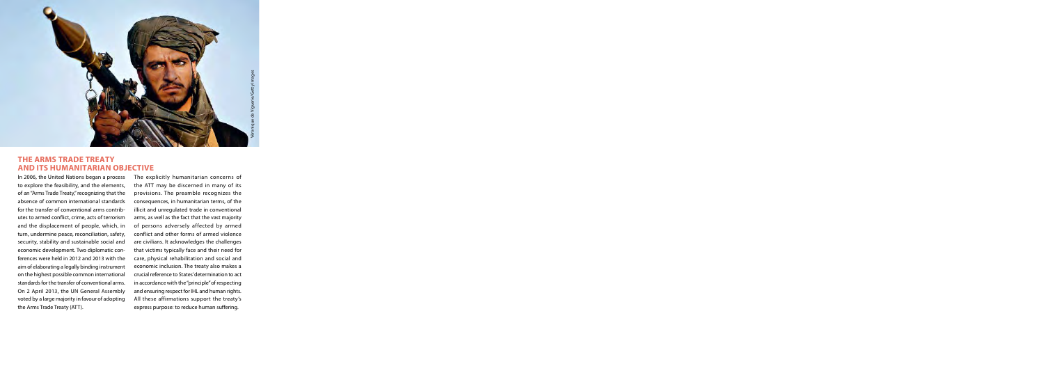## THE ARMS TRADE TREATY AND ITS HUMANITARIAN OBJECTIVE

In 2006, the United Nations began a process to explore the feasibility, and the elements, of an "Arms Trade Treaty," recognizing that the absence of common international standards for the transfer of conventional arms contributes to armed conflict, crime, acts of terrorism and the displacement of people, which, in turn, undermine peace, reconciliation, safety, security, stability and sustainable social and economic development. Two diplomatic conferences were held in 2012 and 2013 with the aim of elaborating a legally binding instrument on the highest possible common international standards for the transfer of conventional arms. On 2 April 2013, the UN General Assembly voted by a large majority in favour of adopting the Arms Trade Treaty (ATT).

The explicitly humanitarian concerns of the ATT may be discerned in many of its provisions. The preamble recognizes the consequences, in humanitarian terms, of the illicit and unregulated trade in conventional arms, as well as the fact that the vast majority of persons adversely affected by armed conflict and other forms of armed violence are civilians. It acknowledges the challenges that victims typically face and their need for care, physical rehabilitation and social and economic inclusion. The treaty also makes a crucial reference to States' determination to act in accordance with the "principle" of respecting and ensuring respect for IHL and human rights. All these affirmations support the treaty's express purpose: to reduce human suffering.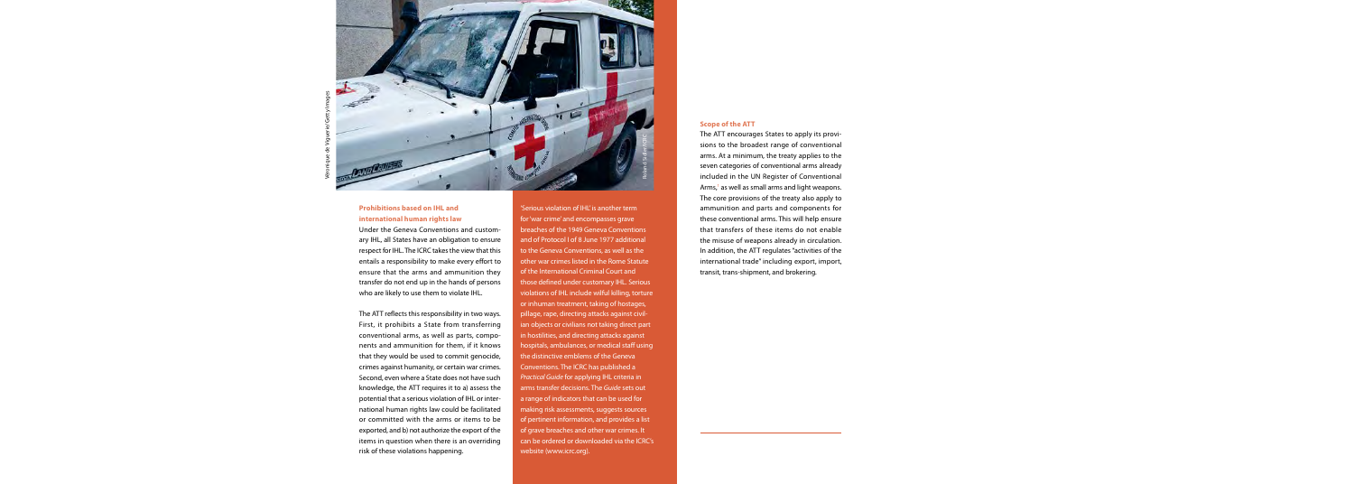## Prohibitions based on IHL and international human rights law

Under the Geneva Conventions and customary IHL, all States have an obligation to ensure respect for IHL. The ICRC takes the view that this entails a responsibility to make every effort to ensure that the arms and ammunition they transfer do not end up in the hands of persons who are likely to use them to violate IHL.

The ATT reflects this responsibility in two ways. First, it prohibits a State from transferring conventional arms, as well as parts, components and ammunition for them, if it knows that they would be used to commit genocide, crimes against humanity, or certain war crimes. Second, even where a State does not have such knowledge, the ATT requires it to a) assess the potential that a serious violation of IHL or international human rights law could be facilitated or committed with the arms or items to be exported, and b) not authorize the export of the items in question when there is an overriding risk of these violations happening.

'Serious violation of IHL' is another term for 'war crime' and encompasses grave breaches of the 1949 Geneva Conventions and of Protocol I of 8 June 1977 additional to the Geneva Conventions, as well as the other war crimes listed in the Rome Statute of the International Criminal Court and those defined under customary IHL. Serious violations of IHL include wilful killing, torture or inhuman treatment, taking of hostages, pillage, rape, directing attacks against civilian objects or civilians not taking direct part in hostilities, and directing attacks against hospitals, ambulances, or medical staff using the distinctive emblems of the Geneva Conventions. The ICRC has published a *Practical Guide* for applying IHL criteria in arms transfer decisions. The *Guide* sets out a range of indicators that can be used for making risk assessments, suggests sources of pertinent information, and provides a list of grave breaches and other war crimes. It can be ordered or downloaded via the ICRC's website (www.icrc.org).

## Scope of the ATT

The ATT encourages States to apply its provisions to the broadest range of conventional arms. At a minimum, the treaty applies to the seven categories of conventional arms already included in the UN Register of Conventional Arms,[1] as well as small arms and light weapons. The core provisions of the treaty also apply to ammunition and parts and components for these conventional arms. This will help ensure that transfers of these items do not enable the misuse of weapons already in circulation. In addition, the ATT regulates "activities of the international trade" including export, import, transit, trans-shipment, and brokering.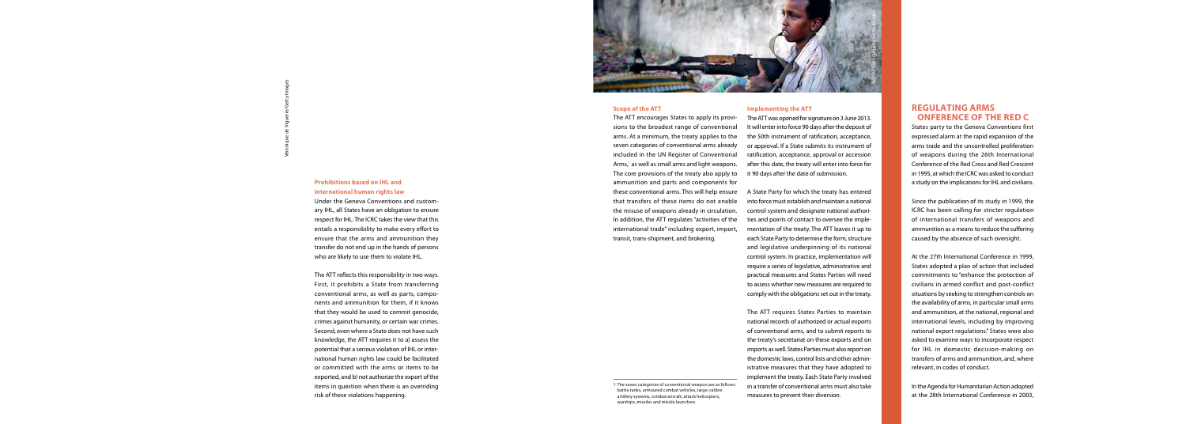### Prohibitions based on IHL and international human rights law

Under the Geneva Conventions and customary IHL, all States have an obligation to ensure respect for IHL. The ICRC takes the view that this entails a responsibility to make every effort to ensure that the arms and ammunition they transfer do not end up in the hands of persons who are likely to use them to violate IHL.

The ATT reflects this responsibility in two ways. First, it prohibits a State from transferring conventional arms, as well as parts, components and ammunition for them, if it knows that they would be used to commit genocide, crimes against humanity, or certain war crimes. Second, even where a State does not have such knowledge, the ATT requires it to a) assess the potential that a serious violation of IHL or international human rights law could be facilitated or committed with the arms or items to be exported, and b) not authorize the export of the items in question when there is an overriding risk of these violations happening.

### Scope of the ATT

The ATT encourages States to apply its provisions to the broadest range of conventional arms. At a minimum, the treaty applies to the seven categories of conventional arms already included in the UN Register of Conventional Arms,[1] as well as small arms and light weapons. The core provisions of the treaty also apply to ammunition and parts and components for these conventional arms. This will help ensure that transfers of these items do not enable the misuse of weapons already in circulation. In addition, the ATT regulates "activities of the international trade" including export, import, transit, trans-shipment, and brokering.

### Implementing the ATT

The ATT was opened for signature on 3 June 2013. It will enter into force 90 days after the deposit of the 50th instrument of ratification, acceptance, or approval. If a State submits its instrument of ratification, acceptance, approval or accession after this date, the treaty will enter into force for it 90 days after the date of submission.

A State Party for which the treaty has entered into force must establish and maintain a national control system and designate national authorities and points of contact to oversee the implementation of the treaty. The ATT leaves it up to each State Party to determine the form, structure and legislative underpinning of its national control system. In practice, implementation will require a series of legislative, administrative and practical measures and States Parties will need to assess whether new measures are required to comply with the obligations set out in the treaty.

The ATT requires States Parties to maintain national records of authorized or actual exports of conventional arms, and to submit reports to the treaty's secretariat on these exports and on imports as well. States Parties must also report on the domestic laws, control lists and other administrative measures that they have adopted to implement the treaty. Each State Party involved in a transfer of conventional arms must also take measures to prevent their diversion.

## REGULATING ARMS ONFERENCE OF THE RED C

States party to the Geneva Conventions first expressed alarm at the rapid expansion of the arms trade and the uncontrolled proliferation of weapons during the 26th International Conference of the Red Cross and Red Crescent in 1995, at which the ICRC was asked to conduct a study on the implications for IHL and civilians.

Since the publication of its study in 1999, the ICRC has been calling for stricter regulation of international transfers of weapons and ammunition as a means to reduce the suffering caused by the absence of such oversight.

At the 27th International Conference in 1999, States adopted a plan of action that included commitments to "enhance the protection of civilians in armed conflict and post-conflict situations by seeking to strengthen controls on the availability of arms, in particular small arms and ammunition, at the national, regional and international levels, including by improving national export regulations." States were also asked to examine ways to incorporate respect for IHL in domestic decision-making on transfers of arms and ammunition, and, where relevant, in codes of conduct.

In the Agenda for Humanitarian Action adopted at the 28th International Conference in 2003,

---

1 The seven categories of conventional weapon are as follows: battle tanks, armoured combat vehicles, large-calibre artillery systems, combat aircraft, attack helicopters, warships, missiles and missile launchers.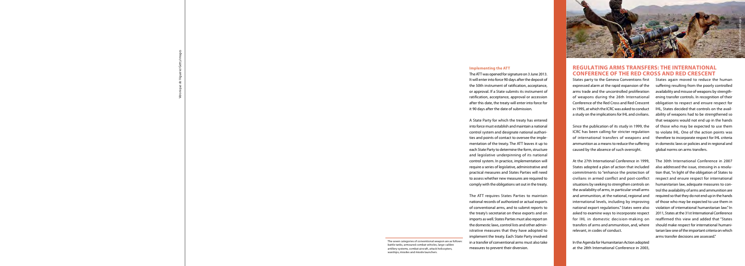### Implementing the ATT

The ATT was opened for signature on 3 June 2013. It will enter into force 90 days after the deposit of the 50th instrument of ratification, acceptance, or approval. If a State submits its instrument of ratification, acceptance, approval or accession after this date, the treaty will enter into force for it 90 days after the date of submission.

A State Party for which the treaty has entered into force must establish and maintain a national control system and designate national authorities and points of contact to oversee the implementation of the treaty. The ATT leaves it up to each State Party to determine the form, structure and legislative underpinning of its national control system. In practice, implementation will require a series of legislative, administrative and practical measures and States Parties will need to assess whether new measures are required to comply with the obligations set out in the treaty.

The ATT requires States Parties to maintain national records of authorized or actual exports of conventional arms, and to submit reports to the treaty's secretariat on these exports and on imports as well. States Parties must also report on the domestic laws, control lists and other administrative measures that they have adopted to implement the treaty. Each State Party involved in a transfer of conventional arms must also take measures to prevent their diversion.

The seven categories of conventional weapon are as follows: battle tanks, armoured combat vehicles, large-calibre artillery systems, combat aircraft, attack helicopters, warships, missiles and missile launchers.

## REGULATING ARMS TRANSFERS: THE INTERNATIONAL CONFERENCE OF THE RED CROSS AND RED CRESCENT

States party to the Geneva Conventions first expressed alarm at the rapid expansion of the arms trade and the uncontrolled proliferation of weapons during the 26th International Conference of the Red Cross and Red Crescent in 1995, at which the ICRC was asked to conduct a study on the implications for IHL and civilians.

Since the publication of its study in 1999, the ICRC has been calling for stricter regulation of international transfers of weapons and ammunition as a means to reduce the suffering caused by the absence of such oversight.

At the 27th International Conference in 1999, States adopted a plan of action that included commitments to "enhance the protection of civilians in armed conflict and post-conflict situations by seeking to strengthen controls on the availability of arms, in particular small arms and ammunition, at the national, regional and international levels, including by improving national export regulations." States were also asked to examine ways to incorporate respect for IHL in domestic decision-making on transfers of arms and ammunition, and, where relevant, in codes of conduct.

In the Agenda for Humanitarian Action adopted at the 28th International Conference in 2003, States again moved to reduce the human suffering resulting from the poorly controlled availability and misuse of weapons by strengthening transfer controls. In recognition of their obligation to respect and ensure respect for IHL, States decided that controls on the availability of weapons had to be strengthened so that weapons would not end up in the hands of those who may be expected to use them to violate IHL. One of the action points was therefore to incorporate respect for IHL criteria in domestic laws or policies and in regional and global norms on arms transfers.

The 30th International Conference in 2007 also addressed the issue, stressing in a resolution that, "in light of the obligation of States to respect and ensure respect for international humanitarian law, adequate measures to control the availability of arms and ammunition are required so that they do not end up in the hands of those who may be expected to use them in violation of international humanitarian law." In 2011, States at the 31st International Conference reaffirmed this view and added that "States should make respect for international humanitarian law one of the important criteria on which arms transfer decisions are assessed."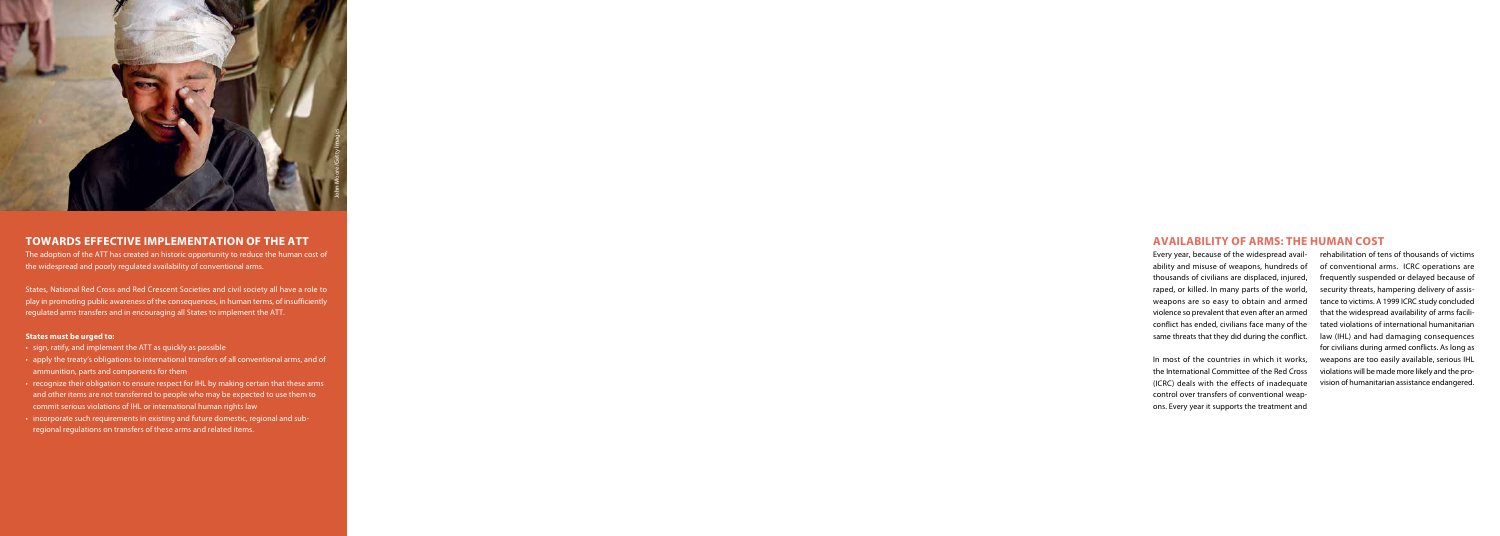## TOWARDS EFFECTIVE IMPLEMENTATION OF THE ATT

The adoption of the ATT has created an historic opportunity to reduce the human cost of the widespread and poorly regulated availability of conventional arms.

States, National Red Cross and Red Crescent Societies and civil society all have a role to play in promoting public awareness of the consequences, in human terms, of insufficiently regulated arms transfers and in encouraging all States to implement the ATT.

**States must be urged to:**

- sign, ratify, and implement the ATT as quickly as possible
- apply the treaty's obligations to international transfers of all conventional arms, and of ammunition, parts and components for them
- recognize their obligation to ensure respect for IHL by making certain that these arms and other items are not transferred to people who may be expected to use them to commit serious violations of IHL or international human rights law
- incorporate such requirements in existing and future domestic, regional and sub-regional regulations on transfers of these arms and related items.

## AVAILABILITY OF ARMS: THE HUMAN COST

Every year, because of the widespread availability and misuse of weapons, hundreds of thousands of civilians are displaced, injured, raped, or killed. In many parts of the world, weapons are so easy to obtain and armed violence so prevalent that even after an armed conflict has ended, civilians face many of the same threats that they did during the conflict.

In most of the countries in which it works, the International Committee of the Red Cross (ICRC) deals with the effects of inadequate control over transfers of conventional weapons. Every year it supports the treatment and rehabilitation of tens of thousands of victims of conventional arms. ICRC operations are frequently suspended or delayed because of security threats, hampering delivery of assistance to victims. A 1999 ICRC study concluded that the widespread availability of arms facilitated violations of international humanitarian law (IHL) and had damaging consequences for civilians during armed conflicts. As long as weapons are too easily available, serious IHL violations will be made more likely and the provision of humanitarian assistance endangered.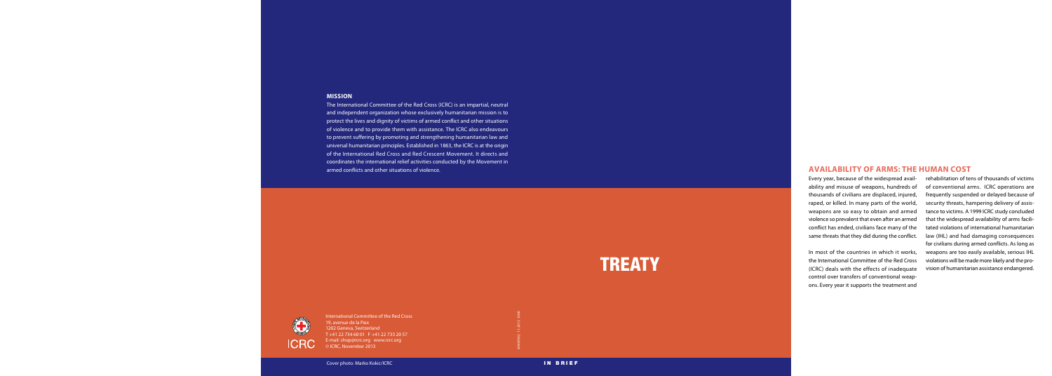## MISSION

The International Committee of the Red Cross (ICRC) is an impartial, neutral and independent organization whose exclusively humanitarian mission is to protect the lives and dignity of victims of armed conflict and other situations of violence and to provide them with assistance. The ICRC also endeavours to prevent suffering by promoting and strengthening humanitarian law and universal humanitarian principles. Established in 1863, the ICRC is at the origin of the International Red Cross and Red Crescent Movement. It directs and coordinates the international relief activities conducted by the Movement in armed conflicts and other situations of violence.

International Committee of the Red Cross
19, avenue de la Paix
1202 Geneva, Switzerland
T +41 22 734 60 01 F +41 22 733 20 57
E-mail: shop@icrc.org www.icrc.org
© ICRC, November 2013

Cover photo: Marko Kokic/ICRC

# TREATY

IN BRIEF

## AVAILABILITY OF ARMS: THE HUMAN COST

Every year, because of the widespread availability and misuse of weapons, hundreds of thousands of civilians are displaced, injured, raped, or killed. In many parts of the world, weapons are so easy to obtain and armed violence so prevalent that even after an armed conflict has ended, civilians face many of the same threats that they did during the conflict.

In most of the countries in which it works, the International Committee of the Red Cross (ICRC) deals with the effects of inadequate control over transfers of conventional weapons. Every year it supports the treatment and rehabilitation of tens of thousands of victims of conventional arms. ICRC operations are frequently suspended or delayed because of security threats, hampering delivery of assistance to victims. A 1999 ICRC study concluded that the widespread availability of arms facilitated violations of international humanitarian law (IHL) and had damaging consequences for civilians during armed conflicts. As long as weapons are too easily available, serious IHL violations will be made more likely and the provision of humanitarian assistance endangered.